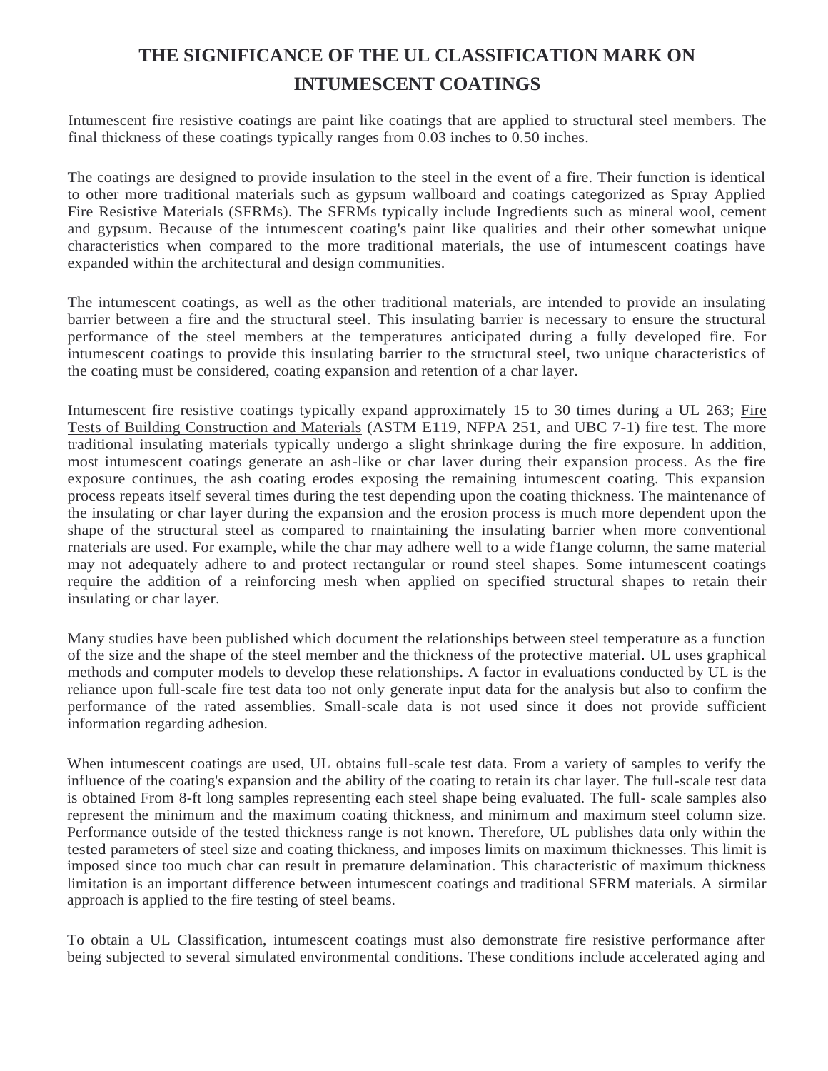# THE SIGNIFICANCE OF THE UL CLASSIFICATION MARK ON INTUMESCENT COATINGS

Intumescent fire resistive coatings are paint like coatings that are applied to structural steel members. The final thickness of these coatings typically ranges from 0.03 inches to 0.50 inches.

The coatings are designed to provide insulation to the steel in the event of a fire. Their function is identical to other more traditional materials such as gypsum wallboard and coatings categorized as Spray Applied Fire Resistive Materials (SFRMs). The SFRMs typically include Ingredients such as mineral wool, cement and gypsum. Because of the intumescent coating's paint like qualities and their other somewhat unique characteristics when compared to the more traditional materials, the use of intumescent coatings have expanded within the architectural and design communities.

The intumescent coatings, as well as the other traditional materials, are intended to provide an insulating barrier between a fire and the structural steel. This insulating barrier is necessary to ensure the structural performance of the steel members at the temperatures anticipated during a fully developed fire. For intumescent coatings to provide this insulating barrier to the structural steel, two unique characteristics of the coating must be considered, coating expansion and retention of a char layer.

Intumescent fire resistive coatings typically expand approximately 15 to 30 times during a UL 263; Fire Tests of Building Construction and Materials (ASTM E119, NFPA 251, and UBC 7-1) fire test. The more traditional insulating materials typically undergo a slight shrinkage during the fire exposure. ln addition, most intumescent coatings generate an ash-like or char laver during their expansion process. As the fire exposure continues, the ash coating erodes exposing the remaining intumescent coating. This expansion process repeats itself several times during the test depending upon the coating thickness. The maintenance of the insulating or char layer during the expansion and the erosion process is much more dependent upon the shape of the structural steel as compared to rnaintaining the insulating barrier when more conventional rnaterials are used. For example, while the char may adhere well to a wide f1ange column, the same material may not adequately adhere to and protect rectangular or round steel shapes. Some intumescent coatings require the addition of a reinforcing mesh when applied on specified structural shapes to retain their insulating or char layer.

Many studies have been published which document the relationships between steel temperature as a function of the size and the shape of the steel member and the thickness of the protective material. UL uses graphical methods and computer models to develop these relationships. A factor in evaluations conducted by UL is the reliance upon full-scale fire test data too not only generate input data for the analysis but also to confirm the performance of the rated assemblies. Small-scale data is not used since it does not provide sufficient information regarding adhesion.

When intumescent coatings are used, UL obtains full-scale test data. From a variety of samples to verify the influence of the coating's expansion and the ability of the coating to retain its char layer. The full-scale test data is obtained From 8-ft long samples representing each steel shape being evaluated. The full- scale samples also represent the minimum and the maximum coating thickness, and minimum and maximum steel column size. Performance outside of the tested thickness range is not known. Therefore, UL publishes data only within the tested parameters of steel size and coating thickness, and imposes limits on maximum thicknesses. This limit is imposed since too much char can result in premature delamination. This characteristic of maximum thickness limitation is an important difference between intumescent coatings and traditional SFRM materials. A sirmilar approach is applied to the fire testing of steel beams.

To obtain a UL Classification, intumescent coatings must also demonstrate fire resistive performance after being subjected to several simulated environmental conditions. These conditions include accelerated aging and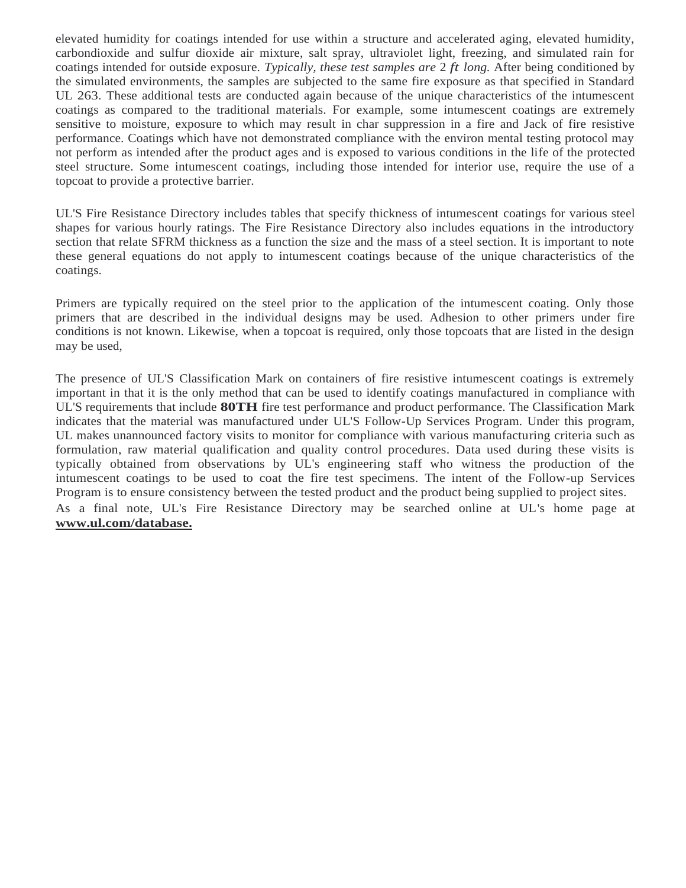elevated humidity for coatings intended for use within a structure and accelerated aging, elevated humidity, carbondioxide and sulfur dioxide air mixture, salt spray, ultraviolet light, freezing, and simulated rain for coatings intended for outside exposure. *Typically, these test samples are* 2 *ft long.* After being conditioned by the simulated environments, the samples are subjected to the same fire exposure as that specified in Standard UL 263. These additional tests are conducted again because of the unique characteristics of the intumescent coatings as compared to the traditional materials. For example, some intumescent coatings are extremely sensitive to moisture, exposure to which may result in char suppression in a fire and Jack of fire resistive performance. Coatings which have not demonstrated compliance with the environ mental testing protocol may not perform as intended after the product ages and is exposed to various conditions in the life of the protected steel structure. Some intumescent coatings, including those intended for interior use, require the use of a topcoat to provide a protective barrier.

UL'S Fire Resistance Directory includes tables that specify thickness of intumescent coatings for various steel shapes for various hourly ratings. The Fire Resistance Directory also includes equations in the introductory section that relate SFRM thickness as a function the size and the mass of a steel section. It is important to note these general equations do not apply to intumescent coatings because of the unique characteristics of the coatings.

Primers are typically required on the steel prior to the application of the intumescent coating. Only those primers that are described in the individual designs may be used. Adhesion to other primers under fire conditions is not known. Likewise, when a topcoat is required, only those topcoats that are Iisted in the design may be used,

The presence of UL'S Classification Mark on containers of fire resistive intumescent coatings is extremely important in that it is the only method that can be used to identify coatings manufactured in compliance with UL'S requirements that include **80TH** fire test performance and product performance. The Classification Mark indicates that the material was manufactured under UL'S Follow-Up Services Program. Under this program, UL makes unannounced factory visits to monitor for compliance with various manufacturing criteria such as formulation, raw material qualification and quality control procedures. Data used during these visits is typically obtained from observations by UL's engineering staff who witness the production of the intumescent coatings to be used to coat the fire test specimens. The intent of the Follow-up Services Program is to ensure consistency between the tested product and the product being supplied to project sites.

As a final note, UL's Fire Resistance Directory may be searched online at UL's home page at **www.ul.com/database.**